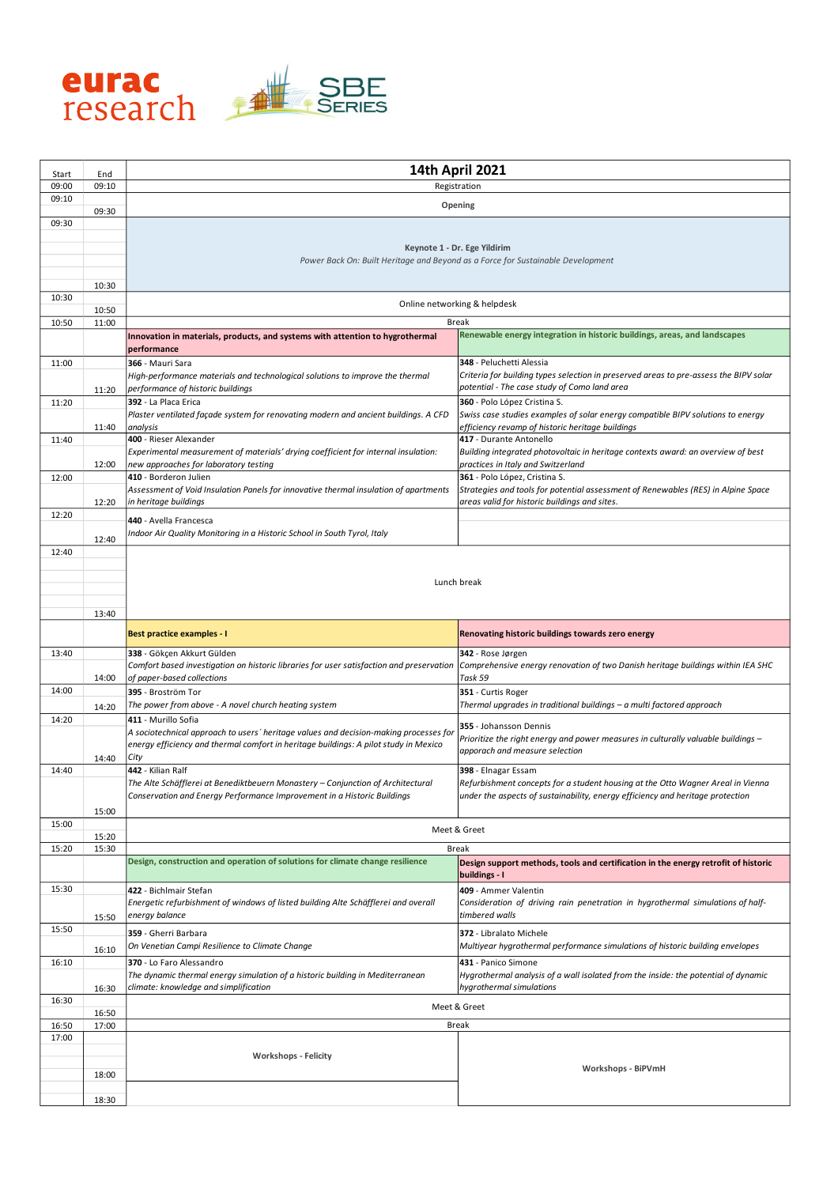eurac research | SBE Series

| Start | End | 14th April 2021 | |
|---|---|---|---|
| 09:00 | 09:10 | Registration | |
| 09:10 | 09:30 | **Opening** | |
| 09:30 | 10:30 | **Keynote 1 - Dr. Ege Yildirim**<br>*Power Back On: Built Heritage and Beyond as a Force for Sustainable Development* | |
| 10:30 | 10:50 | Online networking & helpdesk | |
| 10:50 | 11:00 | Break | |
| | | **Innovation in materials, products, and systems with attention to hygrothermal performance** | **Renewable energy integration in historic buildings, areas, and landscapes** |
| 11:00 | 11:20 | **366** - Mauri Sara<br>*High-performance materials and technological solutions to improve the thermal performance of historic buildings* | **348** - Peluchetti Alessia<br>*Criteria for building types selection in preserved areas to pre-assess the BIPV solar potential - The case study of Como land area* |
| 11:20 | 11:40 | **392** - La Placa Erica<br>*Plaster ventilated façade system for renovating modern and ancient buildings. A CFD analysis* | **360** - Polo López Cristina S.<br>*Swiss case studies examples of solar energy compatible BIPV solutions to energy efficiency revamp of historic heritage buildings* |
| 11:40 | 12:00 | **400** - Rieser Alexander<br>*Experimental measurement of materials' drying coefficient for internal insulation: new approaches for laboratory testing* | **417** - Durante Antonello<br>*Building integrated photovoltaic in heritage contexts award: an overview of best practices in Italy and Switzerland* |
| 12:00 | 12:20 | **410** - Borderon Julien<br>*Assessment of Void Insulation Panels for innovative thermal insulation of apartments in heritage buildings* | **361** - Polo López, Cristina S.<br>*Strategies and tools for potential assessment of Renewables (RES) in Alpine Space areas valid for historic buildings and sites.* |
| 12:20 | 12:40 | **440** - Avella Francesca<br>*Indoor Air Quality Monitoring in a Historic School in South Tyrol, Italy* | |
| 12:40 | 13:40 | Lunch break | |
| | | **Best practice examples - I** | **Renovating historic buildings towards zero energy** |
| 13:40 | 14:00 | **338** - Gökçen Akkurt Gülden<br>*Comfort based investigation on historic libraries for user satisfaction and preservation of paper-based collections* | **342** - Rose Jørgen<br>*Comprehensive energy renovation of two Danish heritage buildings within IEA SHC Task 59* |
| 14:00 | 14:20 | **395** - Broström Tor<br>*The power from above - A novel church heating system* | **351** - Curtis Roger<br>*Thermal upgrades in traditional buildings – a multi factored approach* |
| 14:20 | 14:40 | **411** - Murillo Sofia<br>*A sociotechnical approach to users' heritage values and decision-making processes for energy efficiency and thermal comfort in heritage buildings: A pilot study in Mexico City* | **355** - Johansson Dennis<br>*Prioritize the right energy and power measures in culturally valuable buildings – apporach and measure selection* |
| 14:40 | 15:00 | **442** - Kilian Ralf<br>*The Alte Schäfflerei at Benediktbeuern Monastery – Conjunction of Architectural Conservation and Energy Performance Improvement in a Historic Buildings* | **398** - Elnagar Essam<br>*Refurbishment concepts for a student housing at the Otto Wagner Areal in Vienna under the aspects of sustainability, energy efficiency and heritage protection* |
| 15:00 | 15:20 | Meet & Greet | |
| 15:20 | 15:30 | Break | |
| | | **Design, construction and operation of solutions for climate change resilience** | **Design support methods, tools and certification in the energy retrofit of historic buildings - I** |
| 15:30 | 15:50 | **422** - Bichlmair Stefan<br>*Energetic refurbishment of windows of listed building Alte Schäfflerei and overall energy balance* | **409** - Ammer Valentin<br>*Consideration of driving rain penetration in hygrothermal simulations of half-timbered walls* |
| 15:50 | 16:10 | **359** - Gherri Barbara<br>*On Venetian Campi Resilience to Climate Change* | **372** - Libralato Michele<br>*Multiyear hygrothermal performance simulations of historic building envelopes* |
| 16:10 | 16:30 | **370** - Lo Faro Alessandro<br>*The dynamic thermal energy simulation of a historic building in Mediterranean climate: knowledge and simplification* | **431** - Panico Simone<br>*Hygrothermal analysis of a wall isolated from the inside: the potential of dynamic hygrothermal simulations* |
| 16:30 | 16:50 | Meet & Greet | |
| 16:50 | 17:00 | Break | |
| 17:00 | 18:00 | **Workshops - Felicity** | **Workshops - BiPVmH** |
| | 18:30 | | |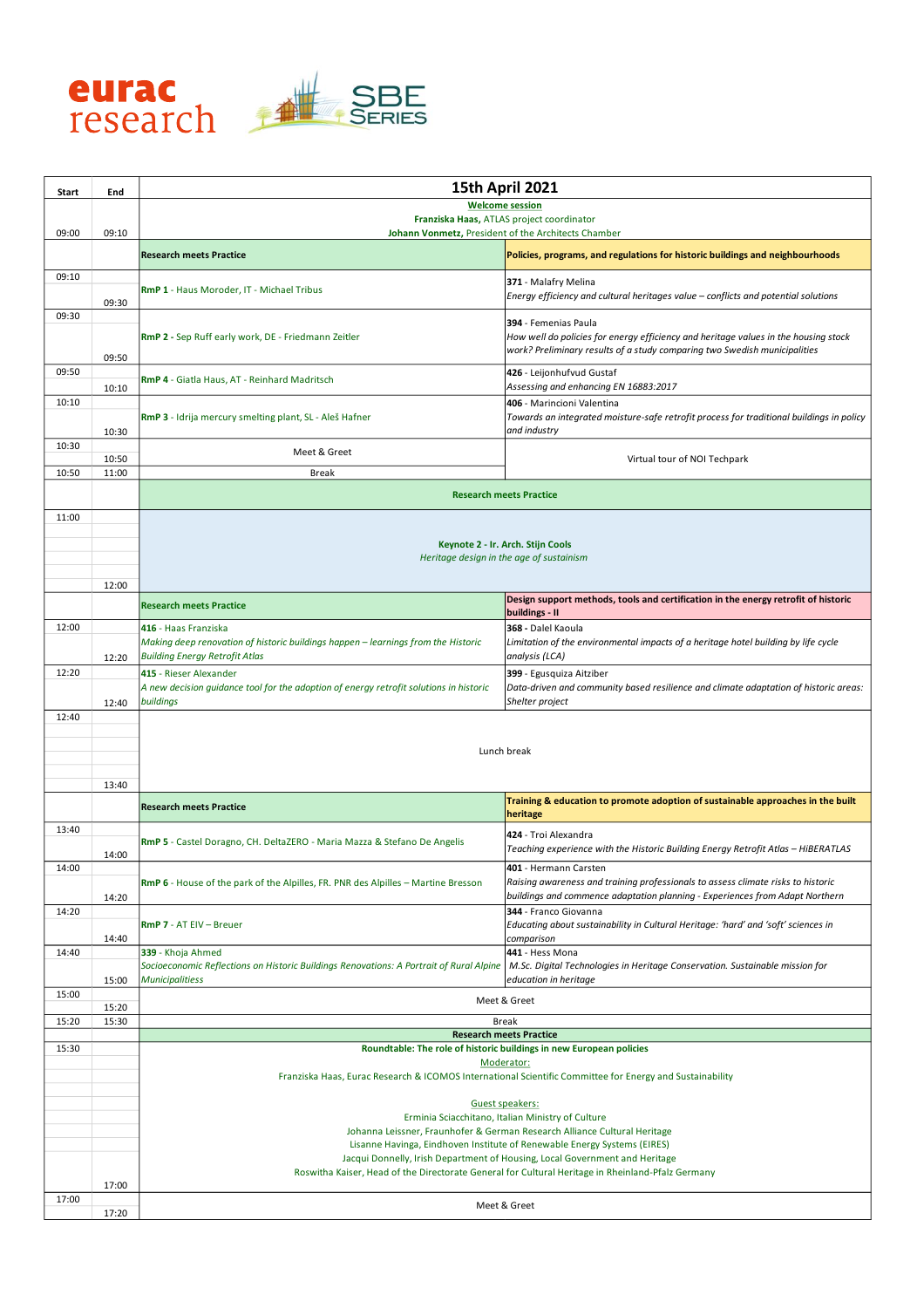| Start | End | 15th April 2021 | |
|---|---|---|---|
| 09:00 | 09:10 | **Welcome session** **Franziska Haas,** ATLAS project coordinator **Johann Vonmetz,** President of the Architects Chamber | |
| | | **Research meets Practice** | **Policies, programs, and regulations for historic buildings and neighbourhoods** |
| 09:10 | 09:30 | **RmP 1** - Haus Moroder, IT - Michael Tribus | **371** - Malafry Melina *Energy efficiency and cultural heritages value – conflicts and potential solutions* |
| 09:30 | 09:50 | **RmP 2** - Sep Ruff early work, DE - Friedmann Zeitler | **394** - Femenias Paula *How well do policies for energy efficiency and heritage values in the housing stock work? Preliminary results of a study comparing two Swedish municipalities* |
| 09:50 | 10:10 | **RmP 4** - Giatla Haus, AT - Reinhard Madritsch | **426** - Leijonhufvud Gustaf *Assessing and enhancing EN 16883:2017* |
| 10:10 | 10:30 | **RmP 3** - Idrija mercury smelting plant, SL - Aleš Hafner | **406** - Marincioni Valentina *Towards an integrated moisture-safe retrofit process for traditional buildings in policy and industry* |
| 10:30 | 10:50 | Meet & Greet | Virtual tour of NOI Techpark |
| 10:50 | 11:00 | Break | |
| | | **Research meets Practice** | |
| 11:00 | 12:00 | **Keynote 2 - Ir. Arch. Stijn Cools** *Heritage design in the age of sustainism* | |
| | | **Research meets Practice** | **Design support methods, tools and certification in the energy retrofit of historic buildings - II** |
| 12:00 | 12:20 | **416** - Haas Franziska *Making deep renovation of historic buildings happen – learnings from the Historic Building Energy Retrofit Atlas* | **368** - Dalel Kaoula *Limitation of the environmental impacts of a heritage hotel building by life cycle analysis (LCA)* |
| 12:20 | 12:40 | **415** - Rieser Alexander *A new decision guidance tool for the adoption of energy retrofit solutions in historic buildings* | **399** - Egusquiza Aitziber *Data-driven and community based resilience and climate adaptation of historic areas: Shelter project* |
| 12:40 | 13:40 | Lunch break | |
| | | **Research meets Practice** | **Training & education to promote adoption of sustainable approaches in the built heritage** |
| 13:40 | 14:00 | **RmP 5** - Castel Doragno, CH. DeltaZERO - Maria Mazza & Stefano De Angelis | **424** - Troi Alexandra *Teaching experience with the Historic Building Energy Retrofit Atlas – HiBERATLAS* |
| 14:00 | 14:20 | **RmP 6** - House of the park of the Alpilles, FR. PNR des Alpilles – Martine Bresson | **401** - Hermann Carsten *Raising awareness and training professionals to assess climate risks to historic buildings and commence adaptation planning - Experiences from Adapt Northern* |
| 14:20 | 14:40 | **RmP 7** - AT EIV – Breuer | **344** - Franco Giovanna *Educating about sustainability in Cultural Heritage: 'hard' and 'soft' sciences in comparison* |
| 14:40 | 15:00 | **339** - Khoja Ahmed *Socioeconomic Reflections on Historic Buildings Renovations: A Portrait of Rural Alpine Municipalities* | **441** - Hess Mona *M.Sc. Digital Technologies in Heritage Conservation. Sustainable mission for education in heritage* |
| 15:00 | 15:20 | Meet & Greet | |
| 15:20 | 15:30 | Break | |
| | | **Research meets Practice** | |
| 15:30 | 17:00 | **Roundtable: The role of historic buildings in new European policies** Moderator: Franziska Haas, Eurac Research & ICOMOS International Scientific Committee for Energy and Sustainability Guest speakers: Erminia Sciacchitano, Italian Ministry of Culture; Johanna Leissner, Fraunhofer & German Research Alliance Cultural Heritage; Lisanne Havinga, Eindhoven Institute of Renewable Energy Systems (EIRES); Jacqui Donnelly, Irish Department of Housing, Local Government and Heritage; Roswitha Kaiser, Head of the Directorate General for Cultural Heritage in Rheinland-Pfalz Germany | |
| 17:00 | 17:20 | Meet & Greet | |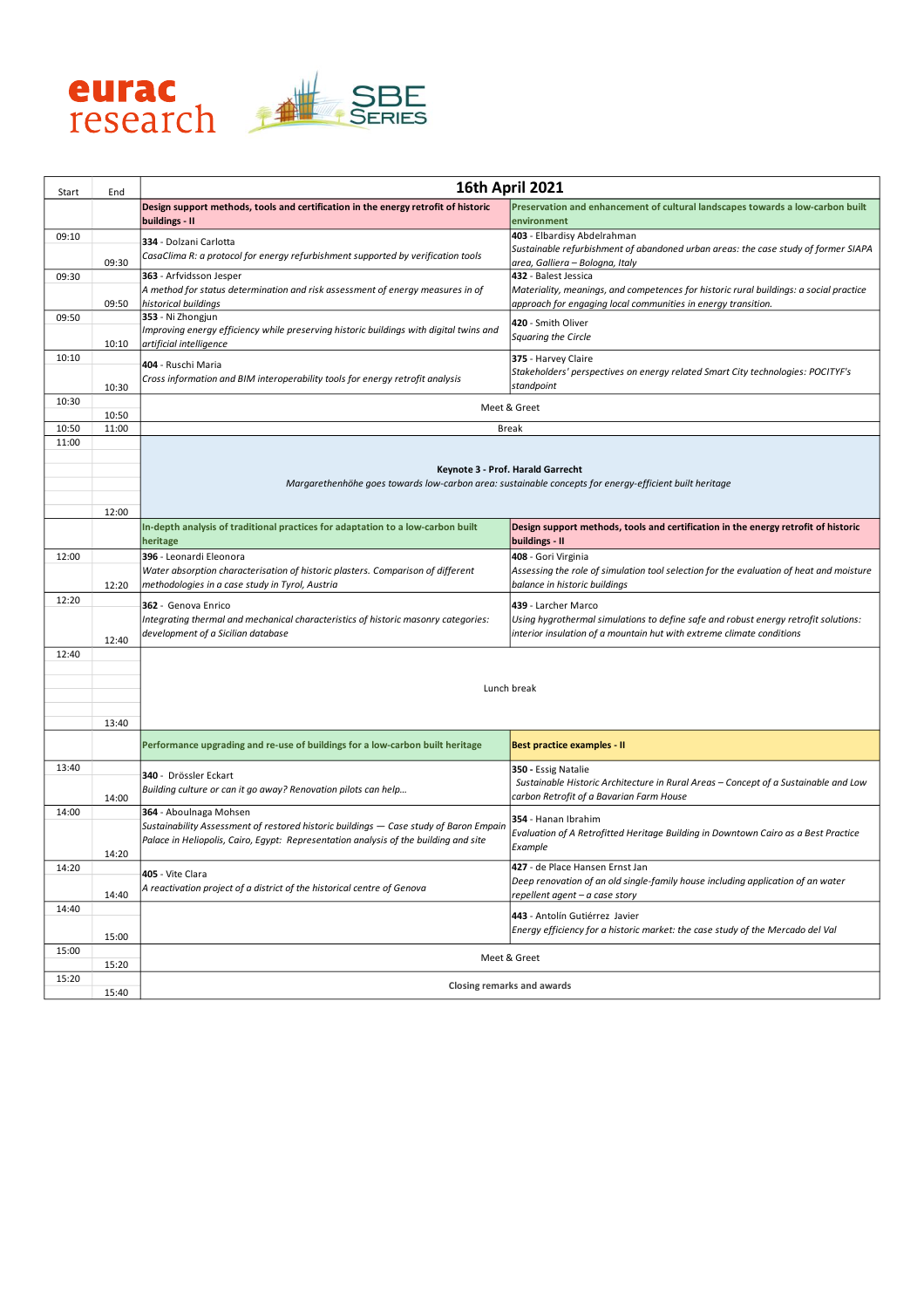eurac research

SBE SERIES

| Start | End | 16th April 2021 | |
|---|---|---|---|
| | | **Design support methods, tools and certification in the energy retrofit of historic buildings - II** | **Preservation and enhancement of cultural landscapes towards a low-carbon built environment** |
| 09:10 | 09:30 | **334** - Dolzani Carlotta<br>*CasaClima R: a protocol for energy refurbishment supported by verification tools* | **403** - Elbardisy Abdelrahman<br>*Sustainable refurbishment of abandoned urban areas: the case study of former SIAPA area, Galliera – Bologna, Italy* |
| 09:30 | 09:50 | **363** - Arfvidsson Jesper<br>*A method for status determination and risk assessment of energy measures in of historical buildings* | **432** - Balest Jessica<br>*Materiality, meanings, and competences for historic rural buildings: a social practice approach for engaging local communities in energy transition.* |
| 09:50 | 10:10 | **353** - Ni Zhongjun<br>*Improving energy efficiency while preserving historic buildings with digital twins and artificial intelligence* | **420** - Smith Oliver<br>*Squaring the Circle* |
| 10:10 | 10:30 | **404** - Ruschi Maria<br>*Cross information and BIM interoperability tools for energy retrofit analysis* | **375** - Harvey Claire<br>*Stakeholders' perspectives on energy related Smart City technologies: POCITYF's standpoint* |
| 10:30 | 10:50 | Meet & Greet | |
| 10:50 | 11:00 | Break | |
| 11:00 | 12:00 | **Keynote 3 - Prof. Harald Garrecht**<br>*Margarethenhöhe goes towards low-carbon area: sustainable concepts for energy-efficient built heritage* | |
| | | **In-depth analysis of traditional practices for adaptation to a low-carbon built heritage** | **Design support methods, tools and certification in the energy retrofit of historic buildings - II** |
| 12:00 | 12:20 | **396** - Leonardi Eleonora<br>*Water absorption characterisation of historic plasters. Comparison of different methodologies in a case study in Tyrol, Austria* | **408** - Gori Virginia<br>*Assessing the role of simulation tool selection for the evaluation of heat and moisture balance in historic buildings* |
| 12:20 | 12:40 | **362** - Genova Enrico<br>*Integrating thermal and mechanical characteristics of historic masonry categories: development of a Sicilian database* | **439** - Larcher Marco<br>*Using hygrothermal simulations to define safe and robust energy retrofit solutions: interior insulation of a mountain hut with extreme climate conditions* |
| 12:40 | 13:40 | Lunch break | |
| | | **Performance upgrading and re-use of buildings for a low-carbon built heritage** | **Best practice examples - II** |
| 13:40 | 14:00 | **340** - Drössler Eckart<br>*Building culture or can it go away? Renovation pilots can help...* | **350** - Essig Natalie<br>*Sustainable Historic Architecture in Rural Areas – Concept of a Sustainable and Low carbon Retrofit of a Bavarian Farm House* |
| 14:00 | 14:20 | **364** - Aboulnaga Mohsen<br>*Sustainability Assessment of restored historic buildings — Case study of Baron Empain Palace in Heliopolis, Cairo, Egypt: Representation analysis of the building and site* | **354** - Hanan Ibrahim<br>*Evaluation of A Retrofitted Heritage Building in Downtown Cairo as a Best Practice Example* |
| 14:20 | 14:40 | **405** - Vite Clara<br>*A reactivation project of a district of the historical centre of Genova* | **427** - de Place Hansen Ernst Jan<br>*Deep renovation of an old single-family house including application of an water repellent agent – a case story* |
| 14:40 | 15:00 | | **443** - Antolín Gutiérrez Javier<br>*Energy efficiency for a historic market: the case study of the Mercado del Val* |
| 15:00 | 15:20 | Meet & Greet | |
| 15:20 | 15:40 | **Closing remarks and awards** | |